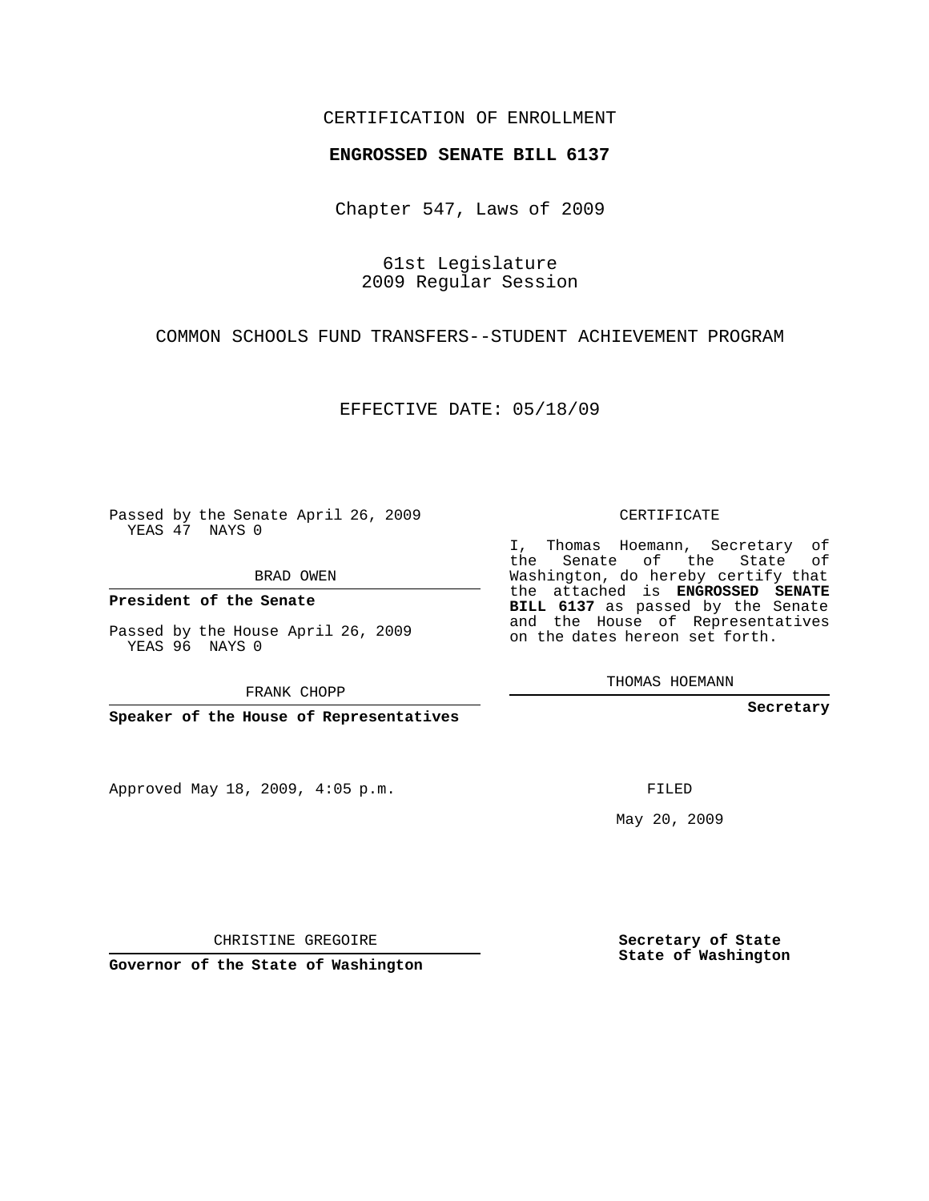CERTIFICATION OF ENROLLMENT

**ENGROSSED SENATE BILL 6137**

Chapter 547, Laws of 2009

61st Legislature
2009 Regular Session

COMMON SCHOOLS FUND TRANSFERS--STUDENT ACHIEVEMENT PROGRAM

EFFECTIVE DATE: 05/18/09

Passed by the Senate April 26, 2009
YEAS 47 NAYS 0

BRAD OWEN

**President of the Senate**

Passed by the House April 26, 2009
YEAS 96 NAYS 0

FRANK CHOPP

**Speaker of the House of Representatives**

Approved May 18, 2009, 4:05 p.m.

CHRISTINE GREGOIRE

**Governor of the State of Washington**

CERTIFICATE

I, Thomas Hoemann, Secretary of the Senate of the State of Washington, do hereby certify that the attached is **ENGROSSED SENATE BILL 6137** as passed by the Senate and the House of Representatives on the dates hereon set forth.

THOMAS HOEMANN

**Secretary**

FILED

May 20, 2009

**Secretary of State**
**State of Washington**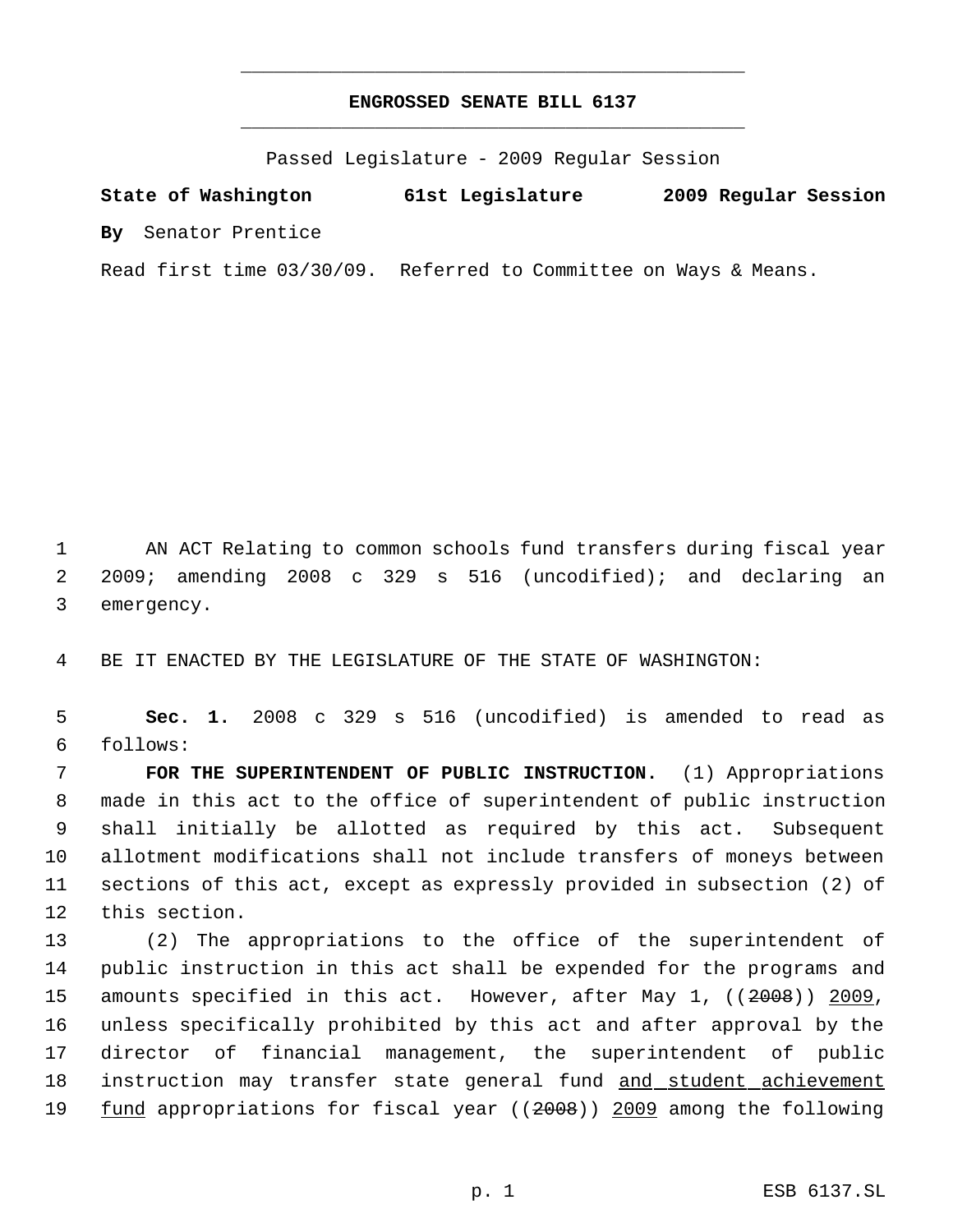# ENGROSSED SENATE BILL 6137

Passed Legislature - 2009 Regular Session

**State of Washington 61st Legislature 2009 Regular Session**

**By** Senator Prentice

Read first time 03/30/09. Referred to Committee on Ways & Means.

AN ACT Relating to common schools fund transfers during fiscal year 2009; amending 2008 c 329 s 516 (uncodified); and declaring an emergency.

BE IT ENACTED BY THE LEGISLATURE OF THE STATE OF WASHINGTON:

**Sec. 1.** 2008 c 329 s 516 (uncodified) is amended to read as follows:

**FOR THE SUPERINTENDENT OF PUBLIC INSTRUCTION.** (1) Appropriations made in this act to the office of superintendent of public instruction shall initially be allotted as required by this act. Subsequent allotment modifications shall not include transfers of moneys between sections of this act, except as expressly provided in subsection (2) of this section.

(2) The appropriations to the office of the superintendent of public instruction in this act shall be expended for the programs and amounts specified in this act. However, after May 1, ((~~2008~~)) <u>2009</u>, unless specifically prohibited by this act and after approval by the director of financial management, the superintendent of public instruction may transfer state general fund <u>and student achievement fund</u> appropriations for fiscal year ((~~2008~~)) <u>2009</u> among the following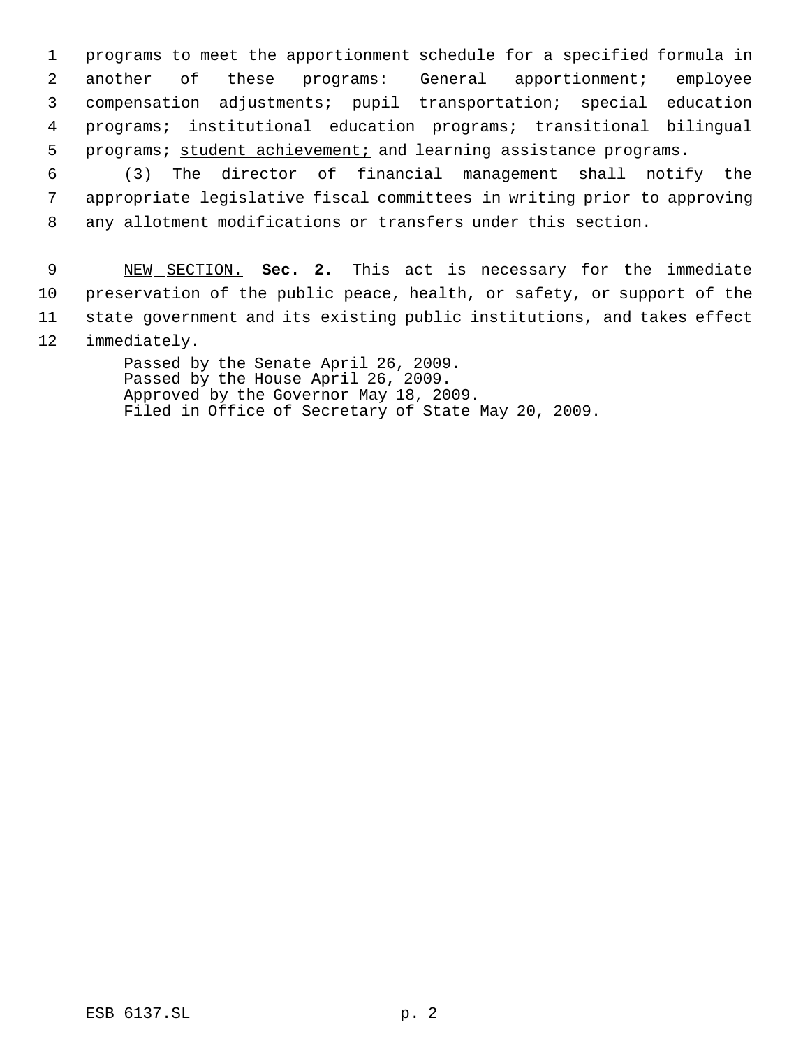programs to meet the apportionment schedule for a specified formula in another of these programs: General apportionment; employee compensation adjustments; pupil transportation; special education programs; institutional education programs; transitional bilingual programs; <u>student achievement;</u> and learning assistance programs.

(3) The director of financial management shall notify the appropriate legislative fiscal committees in writing prior to approving any allotment modifications or transfers under this section.

<u>NEW SECTION.</u> **Sec. 2.** This act is necessary for the immediate preservation of the public peace, health, or safety, or support of the state government and its existing public institutions, and takes effect immediately.

Passed by the Senate April 26, 2009.
Passed by the House April 26, 2009.
Approved by the Governor May 18, 2009.
Filed in Office of Secretary of State May 20, 2009.